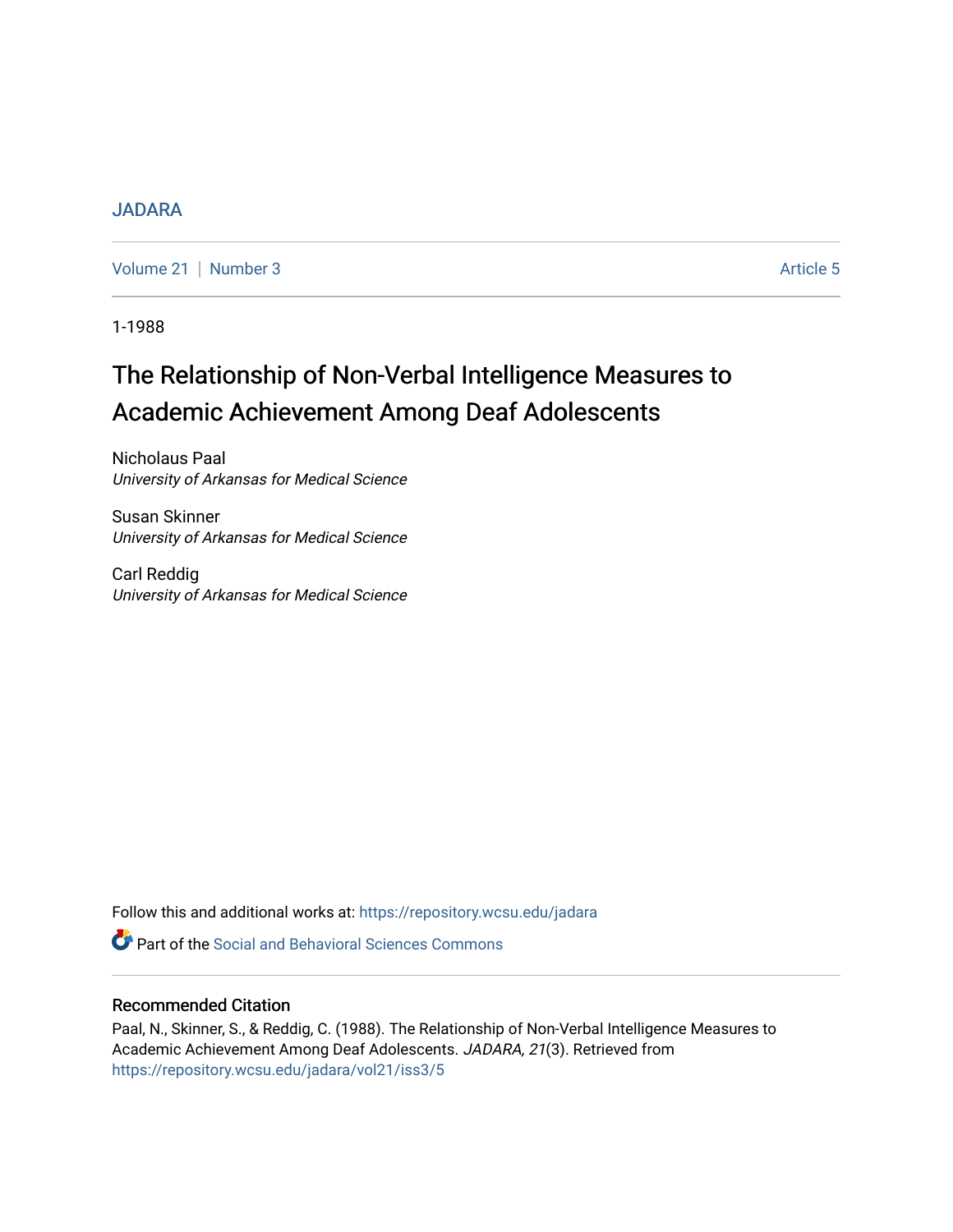JADARA

Volume 21 | Number 3 Article 5

1-1988

# The Relationship of Non-Verbal Intelligence Measures to Academic Achievement Among Deaf Adolescents

Nicholaus Paal
*University of Arkansas for Medical Science*

Susan Skinner
*University of Arkansas for Medical Science*

Carl Reddig
*University of Arkansas for Medical Science*

Follow this and additional works at: https://repository.wcsu.edu/jadara

Part of the Social and Behavioral Sciences Commons

## Recommended Citation

Paal, N., Skinner, S., & Reddig, C. (1988). The Relationship of Non-Verbal Intelligence Measures to Academic Achievement Among Deaf Adolescents. *JADARA, 21*(3). Retrieved from https://repository.wcsu.edu/jadara/vol21/iss3/5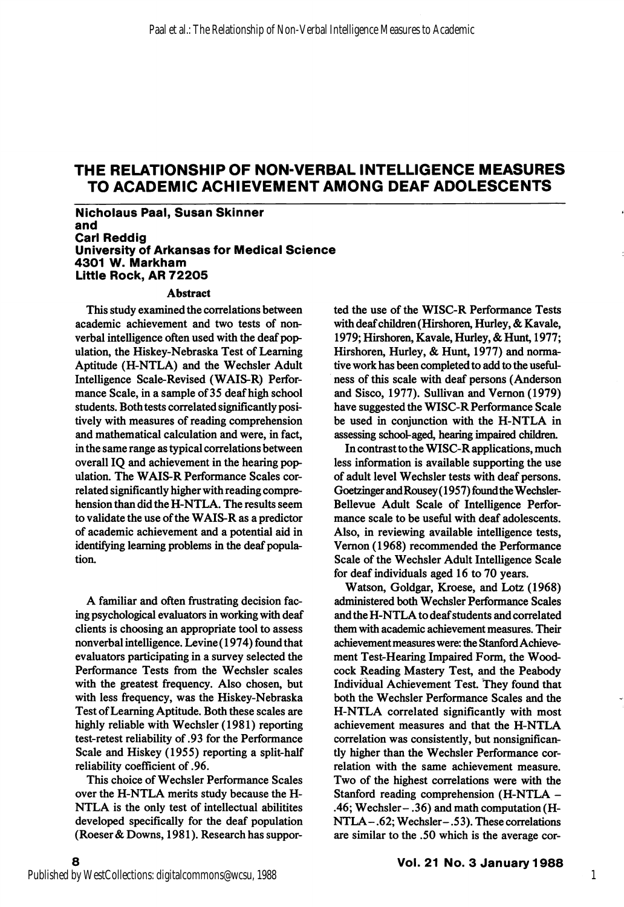# THE RELATIONSHIP OF NON-VERBAL INTELLIGENCE MEASURES TO ACADEMIC ACHIEVEMENT AMONG DEAF ADOLESCENTS

**Nicholaus Paal, Susan Skinner and Carl Reddig**
**University of Arkansas for Medical Science**
**4301 W. Markham**
**Little Rock, AR 72205**

### Abstract

This study examined the correlations between academic achievement and two tests of non-verbal intelligence often used with the deaf population, the Hiskey-Nebraska Test of Learning Aptitude (H-NTLA) and the Wechsler Adult Intelligence Scale-Revised (WAIS-R) Performance Scale, in a sample of 35 deaf high school students. Both tests correlated significantly positively with measures of reading comprehension and mathematical calculation and were, in fact, in the same range as typical correlations between overall IQ and achievement in the hearing population. The WAIS-R Performance Scales correlated significantly higher with reading comprehension than did the H-NTLA. The results seem to validate the use of the WAIS-R as a predictor of academic achievement and a potential aid in identifying learning problems in the deaf population.

A familiar and often frustrating decision facing psychological evaluators in working with deaf clients is choosing an appropriate tool to assess nonverbal intelligence. Levine (1974) found that evaluators participating in a survey selected the Performance Tests from the Wechsler scales with the greatest frequency. Also chosen, but with less frequency, was the Hiskey-Nebraska Test of Learning Aptitude. Both these scales are highly reliable with Wechsler (1981) reporting test-retest reliability of .93 for the Performance Scale and Hiskey (1955) reporting a split-half reliability coefficient of .96.

This choice of Wechsler Performance Scales over the H-NTLA merits study because the H-NTLA is the only test of intellectual abilitites developed specifically for the deaf population (Roeser & Downs, 1981). Research has supported the use of the WISC-R Performance Tests with deaf children (Hirshoren, Hurley, & Kavale, 1979; Hirshoren, Kavale, Hurley, & Hunt, 1977; Hirshoren, Hurley, & Hunt, 1977) and normative work has been completed to add to the usefulness of this scale with deaf persons (Anderson and Sisco, 1977). Sullivan and Vernon (1979) have suggested the WISC-R Performance Scale be used in conjunction with the H-NTLA in assessing school-aged, hearing impaired children.

In contrast to the WISC-R applications, much less information is available supporting the use of adult level Wechsler tests with deaf persons. Goetzinger and Rousey (1957) found the Wechsler-Bellevue Adult Scale of Intelligence Performance scale to be useful with deaf adolescents. Also, in reviewing available intelligence tests, Vernon (1968) recommended the Performance Scale of the Wechsler Adult Intelligence Scale for deaf individuals aged 16 to 70 years.

Watson, Goldgar, Kroese, and Lotz (1968) administered both Wechsler Performance Scales and the H-NTLA to deaf students and correlated them with academic achievement measures. Their achievement measures were: the Stanford Achievement Test-Hearing Impaired Form, the Woodcock Reading Mastery Test, and the Peabody Individual Achievement Test. They found that both the Wechsler Performance Scales and the H-NTLA correlated significantly with most achievement measures and that the H-NTLA correlation was consistently, but nonsignificantly higher than the Wechsler Performance correlation with the same achievement measure. Two of the highest correlations were with the Stanford reading comprehension (H-NTLA – .46; Wechsler – .36) and math computation (H-NTLA – .62; Wechsler – .53). These correlations are similar to the .50 which is the average cor-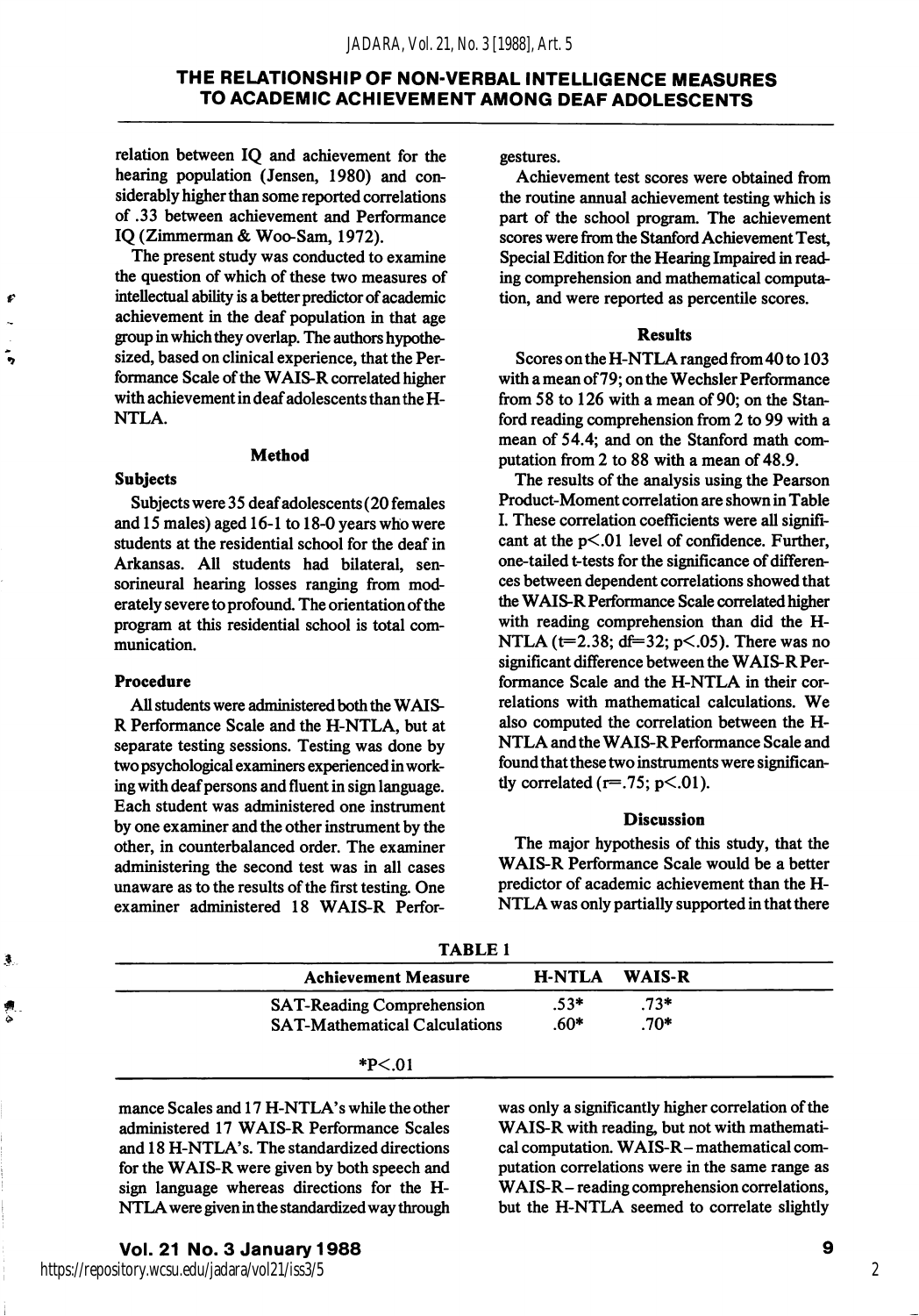relation between IQ and achievement for the hearing population (Jensen, 1980) and considerably higher than some reported correlations of .33 between achievement and Performance IQ (Zimmerman & Woo-Sam, 1972).

The present study was conducted to examine the question of which of these two measures of intellectual ability is a better predictor of academic achievement in the deaf population in that age group in which they overlap. The authors hypothesized, based on clinical experience, that the Performance Scale of the WAIS-R correlated higher with achievement in deaf adolescents than the H-NTLA.

## Method

### Subjects

Subjects were 35 deaf adolescents (20 females and 15 males) aged 16-1 to 18-0 years who were students at the residential school for the deaf in Arkansas. All students had bilateral, sensorineural hearing losses ranging from moderately severe to profound. The orientation of the program at this residential school is total communication.

### Procedure

All students were administered both the WAIS-R Performance Scale and the H-NTLA, but at separate testing sessions. Testing was done by two psychological examiners experienced in working with deaf persons and fluent in sign language. Each student was administered one instrument by one examiner and the other instrument by the other, in counterbalanced order. The examiner administering the second test was in all cases unaware as to the results of the first testing. One examiner administered 18 WAIS-R Performance Scales and 17 H-NTLA's while the other administered 17 WAIS-R Performance Scales and 18 H-NTLA's. The standardized directions for the WAIS-R were given by both speech and sign language whereas directions for the H-NTLA were given in the standardized way through gestures.

Achievement test scores were obtained from the routine annual achievement testing which is part of the school program. The achievement scores were from the Stanford Achievement Test, Special Edition for the Hearing Impaired in reading comprehension and mathematical computation, and were reported as percentile scores.

## Results

Scores on the H-NTLA ranged from 40 to 103 with a mean of 79; on the Wechsler Performance from 58 to 126 with a mean of 90; on the Stanford reading comprehension from 2 to 99 with a mean of 54.4; and on the Stanford math computation from 2 to 88 with a mean of 48.9.

The results of the analysis using the Pearson Product-Moment correlation are shown in Table I. These correlation coefficients were all significant at the $p<.01$ level of confidence. Further, one-tailed t-tests for the significance of differences between dependent correlations showed that the WAIS-R Performance Scale correlated higher with reading comprehension than did the H-NTLA ($t=2.38$; $df=32$; $p<.05$). There was no significant difference between the WAIS-R Performance Scale and the H-NTLA in their correlations with mathematical calculations. We also computed the correlation between the H-NTLA and the WAIS-R Performance Scale and found that these two instruments were significantly correlated ($r=.75$; $p<.01$).

**TABLE 1**

| Achievement Measure | H-NTLA | WAIS-R |
|---|---|---|
| SAT-Reading Comprehension | .53* | .73* |
| SAT-Mathematical Calculations | .60* | .70* |

*P<.01

## Discussion

The major hypothesis of this study, that the WAIS-R Performance Scale would be a better predictor of academic achievement than the H-NTLA was only partially supported in that there was only a significantly higher correlation of the WAIS-R with reading, but not with mathematical computation. WAIS-R – mathematical computation correlations were in the same range as WAIS-R – reading comprehension correlations, but the H-NTLA seemed to correlate slightly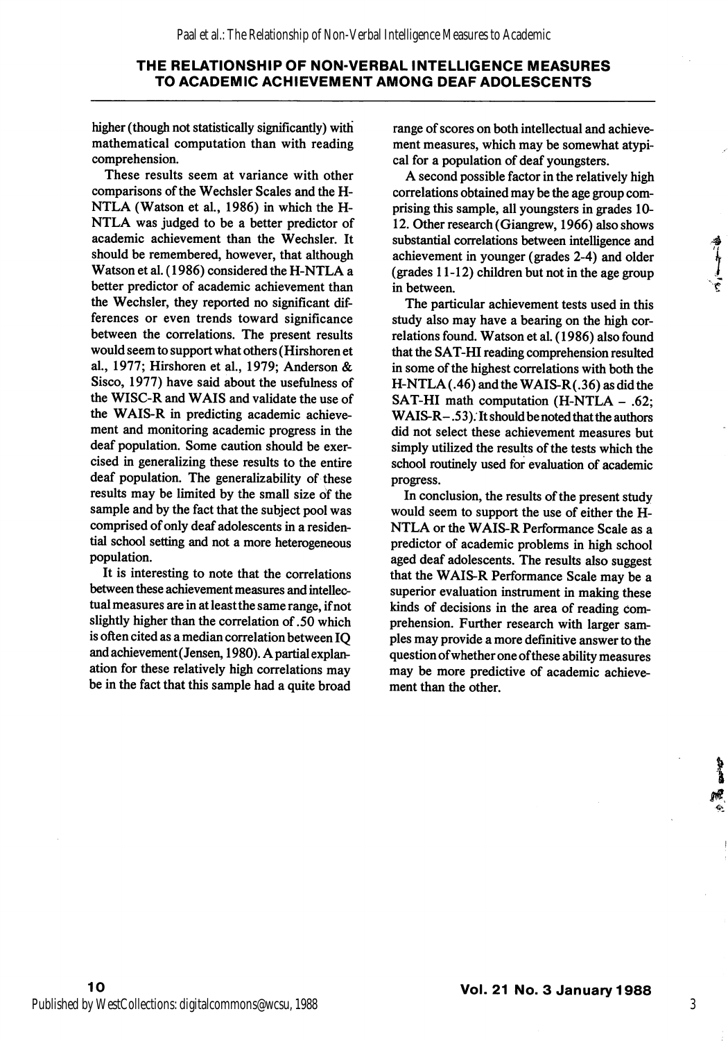higher (though not statistically significantly) with mathematical computation than with reading comprehension.

These results seem at variance with other comparisons of the Wechsler Scales and the H-NTLA (Watson et al., 1986) in which the H-NTLA was judged to be a better predictor of academic achievement than the Wechsler. It should be remembered, however, that although Watson et al. (1986) considered the H-NTLA a better predictor of academic achievement than the Wechsler, they reported no significant differences or even trends toward significance between the correlations. The present results would seem to support what others (Hirshoren et al., 1977; Hirshoren et al., 1979; Anderson & Sisco, 1977) have said about the usefulness of the WISC-R and WAIS and validate the use of the WAIS-R in predicting academic achievement and monitoring academic progress in the deaf population. Some caution should be exercised in generalizing these results to the entire deaf population. The generalizability of these results may be limited by the small size of the sample and by the fact that the subject pool was comprised of only deaf adolescents in a residential school setting and not a more heterogeneous population.

It is interesting to note that the correlations between these achievement measures and intellectual measures are in at least the same range, if not slightly higher than the correlation of .50 which is often cited as a median correlation between IQ and achievement (Jensen, 1980). A partial explanation for these relatively high correlations may be in the fact that this sample had a quite broad range of scores on both intellectual and achievement measures, which may be somewhat atypical for a population of deaf youngsters.

A second possible factor in the relatively high correlations obtained may be the age group comprising this sample, all youngsters in grades 10-12. Other research (Giangrew, 1966) also shows substantial correlations between intelligence and achievement in younger (grades 2-4) and older (grades 11-12) children but not in the age group in between.

The particular achievement tests used in this study also may have a bearing on the high correlations found. Watson et al. (1986) also found that the SAT-HI reading comprehension resulted in some of the highest correlations with both the H-NTLA (.46) and the WAIS-R (.36) as did the SAT-HI math computation (H-NTLA – .62; WAIS-R – .53). It should be noted that the authors did not select these achievement measures but simply utilized the results of the tests which the school routinely used for evaluation of academic progress.

In conclusion, the results of the present study would seem to support the use of either the H-NTLA or the WAIS-R Performance Scale as a predictor of academic problems in high school aged deaf adolescents. The results also suggest that the WAIS-R Performance Scale may be a superior evaluation instrument in making these kinds of decisions in the area of reading comprehension. Further research with larger samples may provide a more definitive answer to the question of whether one of these ability measures may be more predictive of academic achievement than the other.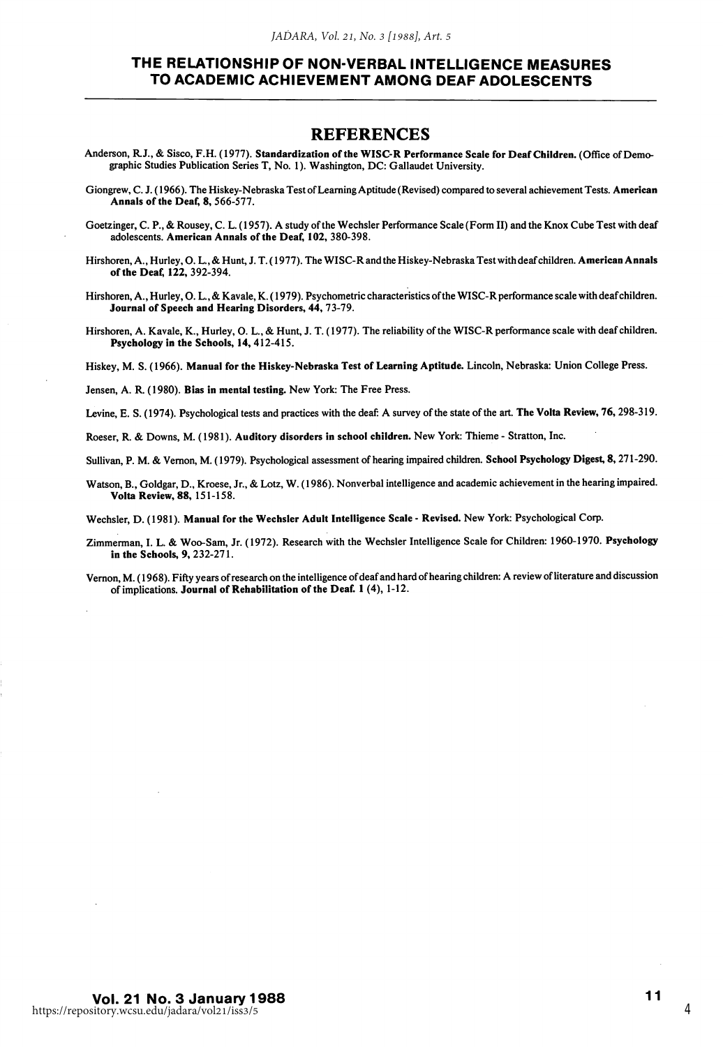# THE RELATIONSHIP OF NON-VERBAL INTELLIGENCE MEASURES TO ACADEMIC ACHIEVEMENT AMONG DEAF ADOLESCENTS

## REFERENCES

Anderson, R.J., & Sisco, F.H. (1977). **Standardization of the WISC-R Performance Scale for Deaf Children.** (Office of Demographic Studies Publication Series T, No. 1). Washington, DC: Gallaudet University.

Giongrew, C. J. (1966). The Hiskey-Nebraska Test of Learning Aptitude (Revised) compared to several achievement Tests. **American Annals of the Deaf, 8,** 566-577.

Goetzinger, C. P., & Rousey, C. L. (1957). A study of the Wechsler Performance Scale (Form II) and the Knox Cube Test with deaf adolescents. **American Annals of the Deaf, 102,** 380-398.

Hirshoren, A., Hurley, O. L., & Hunt, J. T. (1977). The WISC-R and the Hiskey-Nebraska Test with deaf children. **American Annals of the Deaf, 122,** 392-394.

Hirshoren, A., Hurley, O. L., & Kavale, K. (1979). Psychometric characteristics of the WISC-R performance scale with deaf children. **Journal of Speech and Hearing Disorders, 44,** 73-79.

Hirshoren, A. Kavale, K., Hurley, O. L., & Hunt, J. T. (1977). The reliability of the WISC-R performance scale with deaf children. **Psychology in the Schools, 14,** 412-415.

Hiskey, M. S. (1966). **Manual for the Hiskey-Nebraska Test of Learning Aptitude.** Lincoln, Nebraska: Union College Press.

Jensen, A. R. (1980). **Bias in mental testing.** New York: The Free Press.

Levine, E. S. (1974). Psychological tests and practices with the deaf: A survey of the state of the art. **The Volta Review, 76,** 298-319.

Roeser, R. & Downs, M. (1981). **Auditory disorders in school children.** New York: Thieme - Stratton, Inc.

Sullivan, P. M. & Vernon, M. (1979). Psychological assessment of hearing impaired children. **School Psychology Digest, 8,** 271-290.

Watson, B., Goldgar, D., Kroese, Jr., & Lotz, W. (1986). Nonverbal intelligence and academic achievement in the hearing impaired. **Volta Review, 88,** 151-158.

Wechsler, D. (1981). **Manual for the Wechsler Adult Intelligence Scale - Revised.** New York: Psychological Corp.

Zimmerman, I. L. & Woo-Sam, Jr. (1972). Research with the Wechsler Intelligence Scale for Children: 1960-1970. **Psychology in the Schools, 9,** 232-271.

Vernon, M. (1968). Fifty years of research on the intelligence of deaf and hard of hearing children: A review of literature and discussion of implications. **Journal of Rehabilitation of the Deaf. 1** (4), 1-12.